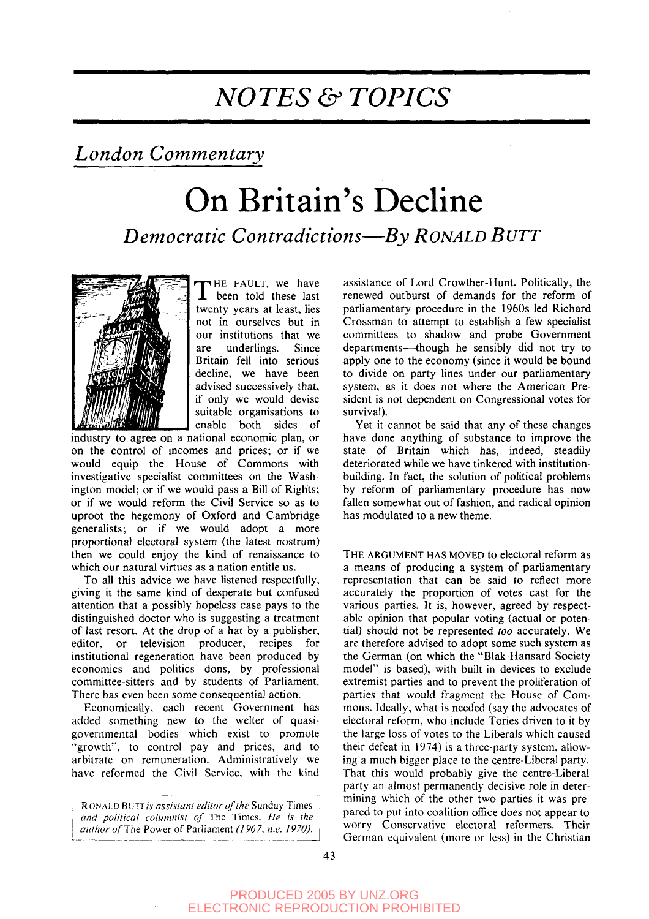# NOTES & TOPICS

## *London Commentary*

# On Britain's Decline

## *Democratic Contradictions—By* RONALD BUTT

THE FAULT, we have been told these last twenty years at least, lies not in ourselves but in our institutions that we are underlings. Since Britain fell into serious decline, we have been advised successively that, if only we would devise suitable organisations to enable both sides of industry to agree on a national economic plan, or on the control of incomes and prices; or if we would equip the House of Commons with investigative specialist committees on the Washington model; or if we would pass a Bill of Rights; or if we would reform the Civil Service so as to uproot the hegemony of Oxford and Cambridge generalists; or if we would adopt a more proportional electoral system (the latest nostrum) then we could enjoy the kind of renaissance to which our natural virtues as a nation entitle us.

To all this advice we have listened respectfully, giving it the same kind of desperate but confused attention that a possibly hopeless case pays to the distinguished doctor who is suggesting a treatment of last resort. At the drop of a hat by a publisher, editor, or television producer, recipes for institutional regeneration have been produced by economics and politics dons, by professional committee-sitters and by students of Parliament. There has even been some consequential action.

Economically, each recent Government has added something new to the welter of quasi-governmental bodies which exist to promote "growth", to control pay and prices, and to arbitrate on remuneration. Administratively we have reformed the Civil Service, with the kind assistance of Lord Crowther-Hunt. Politically, the renewed outburst of demands for the reform of parliamentary procedure in the 1960s led Richard Crossman to attempt to establish a few specialist committees to shadow and probe Government departments—though he sensibly did not try to apply one to the economy (since it would be bound to divide on party lines under our parliamentary system, as it does not where the American President is not dependent on Congressional votes for survival).

Yet it cannot be said that any of these changes have done anything of substance to improve the state of Britain which has, indeed, steadily deteriorated while we have tinkered with institution-building. In fact, the solution of political problems by reform of parliamentary procedure has now fallen somewhat out of fashion, and radical opinion has modulated to a new theme.

THE ARGUMENT HAS MOVED to electoral reform as a means of producing a system of parliamentary representation that can be said to reflect more accurately the proportion of votes cast for the various parties. It is, however, agreed by respectable opinion that popular voting (actual or potential) should not be represented *too* accurately. We are therefore advised to adopt some such system as the German (on which the "Blak-Hansard Society model" is based), with built-in devices to exclude extremist parties and to prevent the proliferation of parties that would fragment the House of Commons. Ideally, what is needed (say the advocates of electoral reform, who include Tories driven to it by the large loss of votes to the Liberals which caused their defeat in 1974) is a three-party system, allowing a much bigger place to the centre-Liberal party. That this would probably give the centre-Liberal party an almost permanently decisive role in determining which of the other two parties it was prepared to put into coalition office does not appear to worry Conservative electoral reformers. Their German equivalent (more or less) in the Christian

RONALD BUTT *is assistant editor of the* Sunday Times *and political columnist of* The Times. *He is the author of* The Power of Parliament *(1967, n.e. 1970).*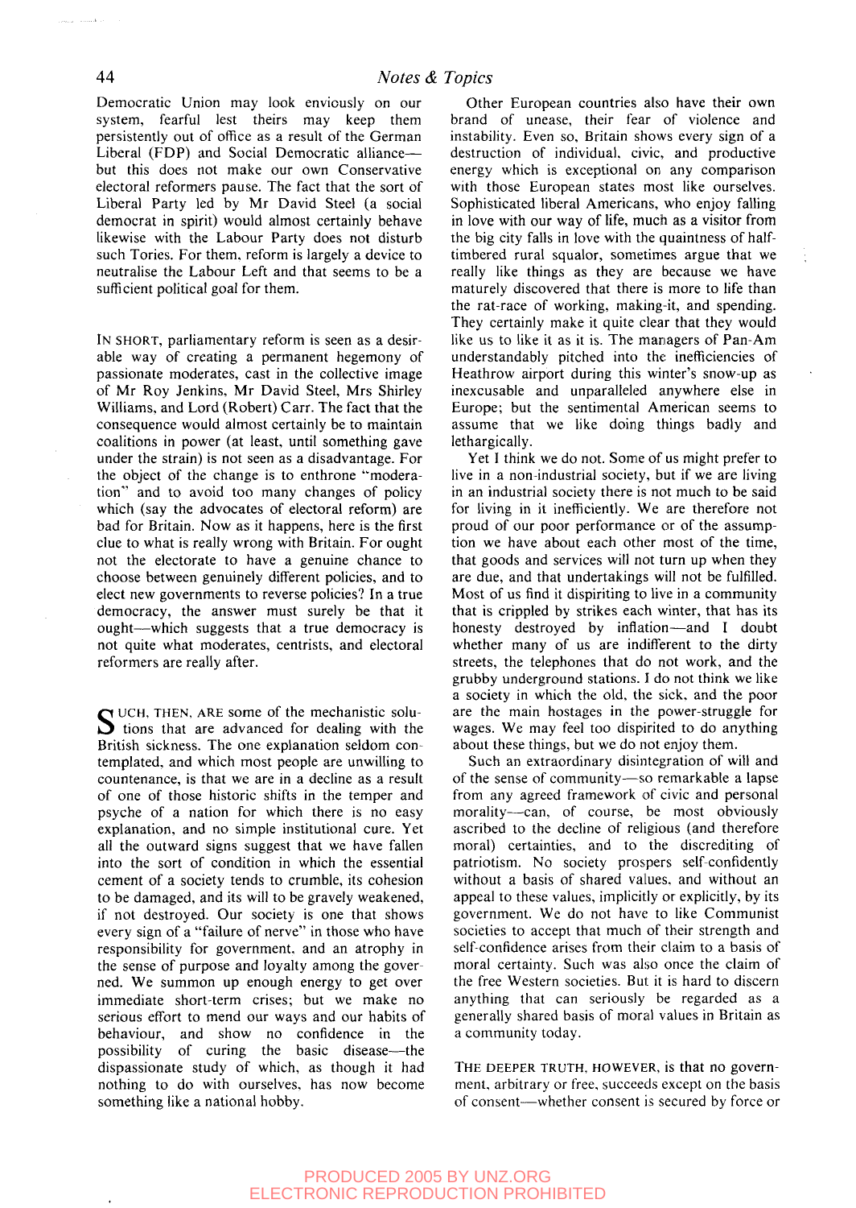Democratic Union may look enviously on our system, fearful lest theirs may keep them persistently out of office as a result of the German Liberal (FDP) and Social Democratic alliance—but this does not make our own Conservative electoral reformers pause. The fact that the sort of Liberal Party led by Mr David Steel (a social democrat in spirit) would almost certainly behave likewise with the Labour Party does not disturb such Tories. For them, reform is largely a device to neutralise the Labour Left and that seems to be a sufficient political goal for them.

IN SHORT, parliamentary reform is seen as a desirable way of creating a permanent hegemony of passionate moderates, cast in the collective image of Mr Roy Jenkins, Mr David Steel, Mrs Shirley Williams, and Lord (Robert) Carr. The fact that the consequence would almost certainly be to maintain coalitions in power (at least, until something gave under the strain) is not seen as a disadvantage. For the object of the change is to enthrone "moderation" and to avoid too many changes of policy which (say the advocates of electoral reform) are bad for Britain. Now as it happens, here is the first clue to what is really wrong with Britain. For ought not the electorate to have a genuine chance to choose between genuinely different policies, and to elect new governments to reverse policies? In a true democracy, the answer must surely be that it ought—which suggests that a true democracy is not quite what moderates, centrists, and electoral reformers are really after.

SUCH, THEN, ARE some of the mechanistic solutions that are advanced for dealing with the British sickness. The one explanation seldom contemplated, and which most people are unwilling to countenance, is that we are in a decline as a result of one of those historic shifts in the temper and psyche of a nation for which there is no easy explanation, and no simple institutional cure. Yet all the outward signs suggest that we have fallen into the sort of condition in which the essential cement of a society tends to crumble, its cohesion to be damaged, and its will to be gravely weakened, if not destroyed. Our society is one that shows every sign of a "failure of nerve" in those who have responsibility for government, and an atrophy in the sense of purpose and loyalty among the governed. We summon up enough energy to get over immediate short-term crises; but we make no serious effort to mend our ways and our habits of behaviour, and show no confidence in the possibility of curing the basic disease—the dispassionate study of which, as though it had nothing to do with ourselves, has now become something like a national hobby.

Other European countries also have their own brand of unease, their fear of violence and instability. Even so, Britain shows every sign of a destruction of individual, civic, and productive energy which is exceptional on any comparison with those European states most like ourselves. Sophisticated liberal Americans, who enjoy falling in love with our way of life, much as a visitor from the big city falls in love with the quaintness of half-timbered rural squalor, sometimes argue that we really like things as they are because we have maturely discovered that there is more to life than the rat-race of working, making-it, and spending. They certainly make it quite clear that they would like us to like it as it is. The managers of Pan-Am understandably pitched into the inefficiencies of Heathrow airport during this winter's snow-up as inexcusable and unparalleled anywhere else in Europe; but the sentimental American seems to assume that we like doing things badly and lethargically.

Yet I think we do not. Some of us might prefer to live in a non-industrial society, but if we are living in an industrial society there is not much to be said for living in it inefficiently. We are therefore not proud of our poor performance or of the assumption we have about each other most of the time, that goods and services will not turn up when they are due, and that undertakings will not be fulfilled. Most of us find it dispiriting to live in a community that is crippled by strikes each winter, that has its honesty destroyed by inflation—and I doubt whether many of us are indifferent to the dirty streets, the telephones that do not work, and the grubby underground stations. I do not think we like a society in which the old, the sick, and the poor are the main hostages in the power-struggle for wages. We may feel too dispirited to do anything about these things, but we do not enjoy them.

Such an extraordinary disintegration of will and of the sense of community—so remarkable a lapse from any agreed framework of civic and personal morality—can, of course, be most obviously ascribed to the decline of religious (and therefore moral) certainties, and to the discrediting of patriotism. No society prospers self-confidently without a basis of shared values, and without an appeal to these values, implicitly or explicitly, by its government. We do not have to like Communist societies to accept that much of their strength and self-confidence arises from their claim to a basis of moral certainty. Such was also once the claim of the free Western societies. But it is hard to discern anything that can seriously be regarded as a generally shared basis of moral values in Britain as a community today.

THE DEEPER TRUTH, HOWEVER, is that no government, arbitrary or free, succeeds except on the basis of consent—whether consent is secured by force or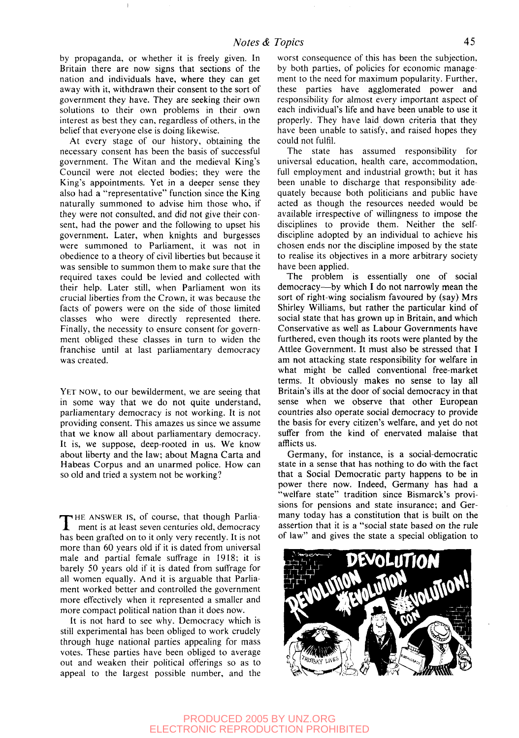by propaganda, or whether it is freely given. In Britain there are now signs that sections of the nation and individuals have, where they can get away with it, withdrawn their consent to the sort of government they have. They are seeking their own solutions to their own problems in their own interest as best they can, regardless of others, in the belief that everyone else is doing likewise.

At every stage of our history, obtaining the necessary consent has been the basis of successful government. The Witan and the medieval King's Council were not elected bodies; they were the King's appointments. Yet in a deeper sense they also had a "representative" function since the King naturally summoned to advise him those who, if they were not consulted, and did not give their consent, had the power and the following to upset his government. Later, when knights and burgesses were summoned to Parliament, it was not in obedience to a theory of civil liberties but because it was sensible to summon them to make sure that the required taxes could be levied and collected with their help. Later still, when Parliament won its crucial liberties from the Crown, it was because the facts of powers were on the side of those limited classes who were directly represented there. Finally, the necessity to ensure consent for government obliged these classes in turn to widen the franchise until at last parliamentary democracy was created.

YET NOW, to our bewilderment, we are seeing that in some way that we do not quite understand, parliamentary democracy is not working. It is not providing consent. This amazes us since we assume that we know all about parliamentary democracy. It is, we suppose, deep-rooted in us. We know about liberty and the law; about Magna Carta and Habeas Corpus and an unarmed police. How can so old and tried a system not be working?

THE ANSWER IS, of course, that though Parliament is at least seven centuries old, democracy has been grafted on to it only very recently. It is not more than 60 years old if it is dated from universal male and partial female suffrage in 1918; it is barely 50 years old if it is dated from suffrage for all women equally. And it is arguable that Parliament worked better and controlled the government more effectively when it represented a smaller and more compact political nation than it does now.

It is not hard to see why. Democracy which is still experimental has been obliged to work crudely through huge national parties appealing for mass votes. These parties have been obliged to average out and weaken their political offerings so as to appeal to the largest possible number, and the worst consequence of this has been the subjection, by both parties, of policies for economic management to the need for maximum popularity. Further, these parties have agglomerated power and responsibility for almost every important aspect of each individual's life and have been unable to use it properly. They have laid down criteria that they have been unable to satisfy, and raised hopes they could not fulfil.

The state has assumed responsibility for universal education, health care, accommodation, full employment and industrial growth; but it has been unable to discharge that responsibility adequately because both politicians and public have acted as though the resources needed would be available irrespective of willingness to impose the disciplines to provide them. Neither the self-discipline adopted by an individual to achieve his chosen ends nor the discipline imposed by the state to realise its objectives in a more arbitrary society have been applied.

The problem is essentially one of social democracy—by which I do not narrowly mean the sort of right-wing socialism favoured by (say) Mrs Shirley Williams, but rather the particular kind of social state that has grown up in Britain, and which Conservative as well as Labour Governments have furthered, even though its roots were planted by the Attlee Government. It must also be stressed that I am not attacking state responsibility for welfare in what might be called conventional free-market terms. It obviously makes no sense to lay all Britain's ills at the door of social democracy in that sense when we observe that other European countries also operate social democracy to provide the basis for every citizen's welfare, and yet do not suffer from the kind of enervated malaise that afflicts us.

Germany, for instance, is a social-democratic state in a sense that has nothing to do with the fact that a Social Democratic party happens to be in power there now. Indeed, Germany has had a "welfare state" tradition since Bismarck's provisions for pensions and state insurance; and Germany today has a constitution that is built on the assertion that it is a "social state based on the rule of law" and gives the state a special obligation to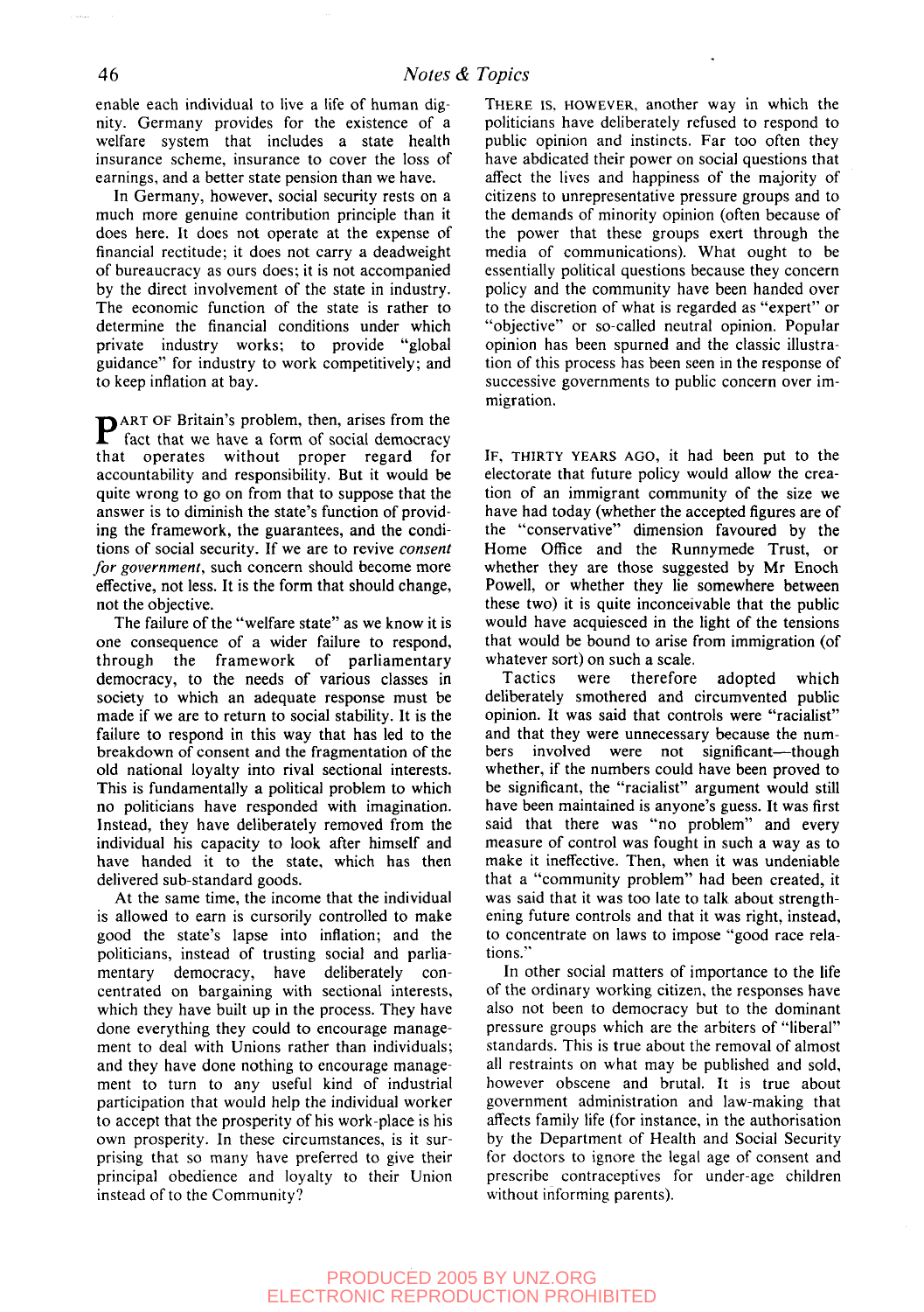enable each individual to live a life of human dignity. Germany provides for the existence of a welfare system that includes a state health insurance scheme, insurance to cover the loss of earnings, and a better state pension than we have.

In Germany, however, social security rests on a much more genuine contribution principle than it does here. It does not operate at the expense of financial rectitude; it does not carry a deadweight of bureaucracy as ours does; it is not accompanied by the direct involvement of the state in industry. The economic function of the state is rather to determine the financial conditions under which private industry works; to provide "global guidance" for industry to work competitively; and to keep inflation at bay.

PART OF Britain's problem, then, arises from the fact that we have a form of social democracy that operates without proper regard for accountability and responsibility. But it would be quite wrong to go on from that to suppose that the answer is to diminish the state's function of providing the framework, the guarantees, and the conditions of social security. If we are to revive *consent for government*, such concern should become more effective, not less. It is the form that should change, not the objective.

The failure of the "welfare state" as we know it is one consequence of a wider failure to respond, through the framework of parliamentary democracy, to the needs of various classes in society to which an adequate response must be made if we are to return to social stability. It is the failure to respond in this way that has led to the breakdown of consent and the fragmentation of the old national loyalty into rival sectional interests. This is fundamentally a political problem to which no politicians have responded with imagination. Instead, they have deliberately removed from the individual his capacity to look after himself and have handed it to the state, which has then delivered sub-standard goods.

At the same time, the income that the individual is allowed to earn is cursorily controlled to make good the state's lapse into inflation; and the politicians, instead of trusting social and parliamentary democracy, have deliberately concentrated on bargaining with sectional interests, which they have built up in the process. They have done everything they could to encourage management to deal with Unions rather than individuals; and they have done nothing to encourage management to turn to any useful kind of industrial participation that would help the individual worker to accept that the prosperity of his work-place is his own prosperity. In these circumstances, is it surprising that so many have preferred to give their principal obedience and loyalty to their Union instead of to the Community?

THERE IS, HOWEVER, another way in which the politicians have deliberately refused to respond to public opinion and instincts. Far too often they have abdicated their power on social questions that affect the lives and happiness of the majority of citizens to unrepresentative pressure groups and to the demands of minority opinion (often because of the power that these groups exert through the media of communications). What ought to be essentially political questions because they concern policy and the community have been handed over to the discretion of what is regarded as "expert" or "objective" or so-called neutral opinion. Popular opinion has been spurned and the classic illustration of this process has been seen in the response of successive governments to public concern over immigration.

IF, THIRTY YEARS AGO, it had been put to the electorate that future policy would allow the creation of an immigrant community of the size we have had today (whether the accepted figures are of the "conservative" dimension favoured by the Home Office and the Runnymede Trust, or whether they are those suggested by Mr Enoch Powell, or whether they lie somewhere between these two) it is quite inconceivable that the public would have acquiesced in the light of the tensions that would be bound to arise from immigration (of whatever sort) on such a scale.

Tactics were therefore adopted which deliberately smothered and circumvented public opinion. It was said that controls were "racialist" and that they were unnecessary because the numbers involved were not significant—though whether, if the numbers could have been proved to be significant, the "racialist" argument would still have been maintained is anyone's guess. It was first said that there was "no problem" and every measure of control was fought in such a way as to make it ineffective. Then, when it was undeniable that a "community problem" had been created, it was said that it was too late to talk about strengthening future controls and that it was right, instead, to concentrate on laws to impose "good race relations."

In other social matters of importance to the life of the ordinary working citizen, the responses have also not been to democracy but to the dominant pressure groups which are the arbiters of "liberal" standards. This is true about the removal of almost all restraints on what may be published and sold, however obscene and brutal. It is true about government administration and law-making that affects family life (for instance, in the authorisation by the Department of Health and Social Security for doctors to ignore the legal age of consent and prescribe contraceptives for under-age children without informing parents).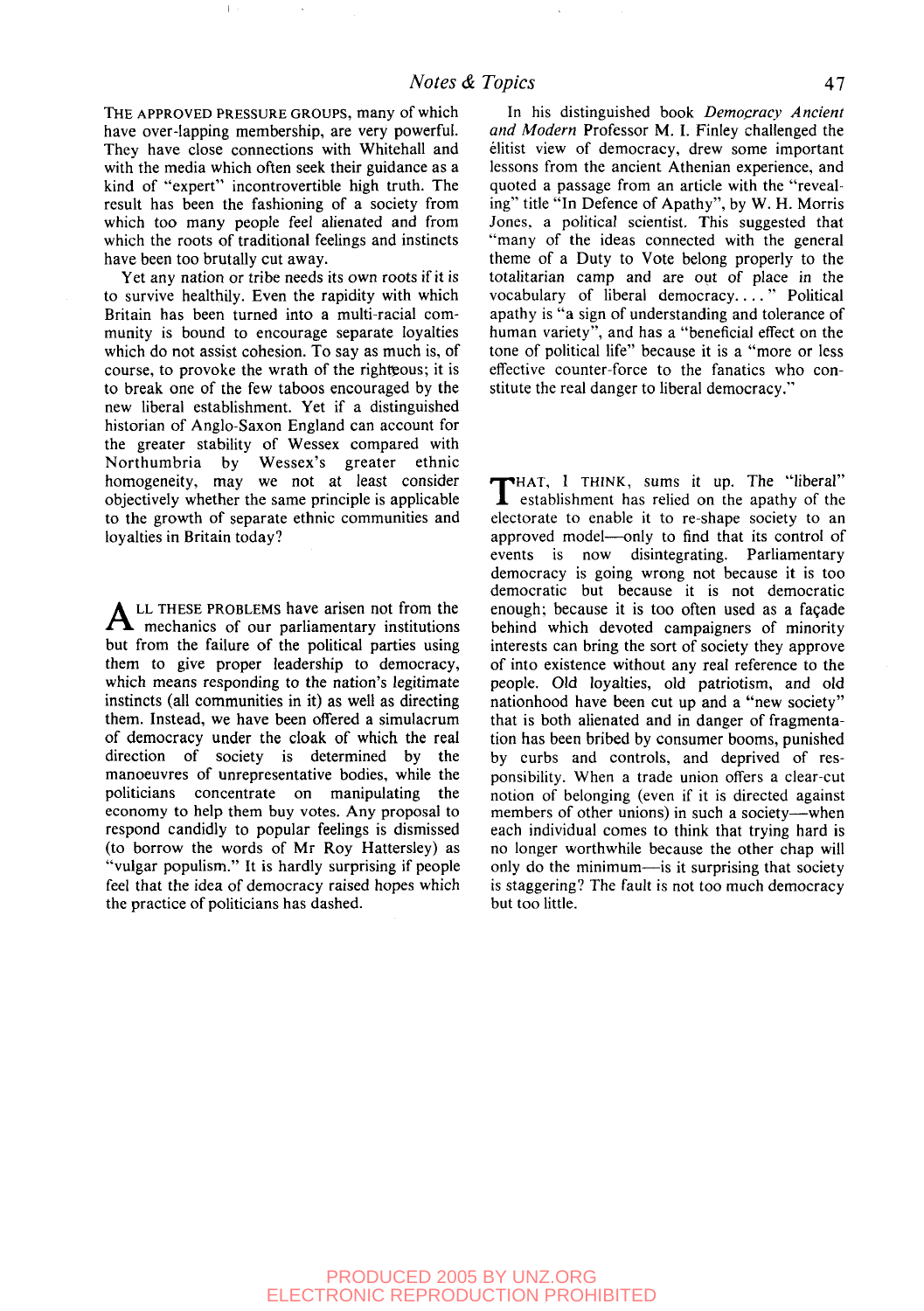THE APPROVED PRESSURE GROUPS, many of which have over-lapping membership, are very powerful. They have close connections with Whitehall and with the media which often seek their guidance as a kind of "expert" incontrovertible high truth. The result has been the fashioning of a society from which too many people feel alienated and from which the roots of traditional feelings and instincts have been too brutally cut away.

Yet any nation or tribe needs its own roots if it is to survive healthily. Even the rapidity with which Britain has been turned into a multi-racial community is bound to encourage separate loyalties which do not assist cohesion. To say as much is, of course, to provoke the wrath of the righteous; it is to break one of the few taboos encouraged by the new liberal establishment. Yet if a distinguished historian of Anglo-Saxon England can account for the greater stability of Wessex compared with Northumbria by Wessex's greater ethnic homogeneity, may we not at least consider objectively whether the same principle is applicable to the growth of separate ethnic communities and loyalties in Britain today?

ALL THESE PROBLEMS have arisen not from the mechanics of our parliamentary institutions but from the failure of the political parties using them to give proper leadership to democracy, which means responding to the nation's legitimate instincts (all communities in it) as well as directing them. Instead, we have been offered a simulacrum of democracy under the cloak of which the real direction of society is determined by the manoeuvres of unrepresentative bodies, while the politicians concentrate on manipulating the economy to help them buy votes. Any proposal to respond candidly to popular feelings is dismissed (to borrow the words of Mr Roy Hattersley) as "vulgar populism." It is hardly surprising if people feel that the idea of democracy raised hopes which the practice of politicians has dashed.

In his distinguished book *Democracy Ancient and Modern* Professor M. I. Finley challenged the élitist view of democracy, drew some important lessons from the ancient Athenian experience, and quoted a passage from an article with the "revealing" title "In Defence of Apathy", by W. H. Morris Jones, a political scientist. This suggested that "many of the ideas connected with the general theme of a Duty to Vote belong properly to the totalitarian camp and are out of place in the vocabulary of liberal democracy. . . . " Political apathy is "a sign of understanding and tolerance of human variety", and has a "beneficial effect on the tone of political life" because it is a "more or less effective counter-force to the fanatics who constitute the real danger to liberal democracy."

THAT, I THINK, sums it up. The "liberal" establishment has relied on the apathy of the electorate to enable it to re-shape society to an approved model—only to find that its control of events is now disintegrating. Parliamentary democracy is going wrong not because it is too democratic but because it is not democratic enough; because it is too often used as a façade behind which devoted campaigners of minority interests can bring the sort of society they approve of into existence without any real reference to the people. Old loyalties, old patriotism, and old nationhood have been cut up and a "new society" that is both alienated and in danger of fragmentation has been bribed by consumer booms, punished by curbs and controls, and deprived of responsibility. When a trade union offers a clear-cut notion of belonging (even if it is directed against members of other unions) in such a society—when each individual comes to think that trying hard is no longer worthwhile because the other chap will only do the minimum—is it surprising that society is staggering? The fault is not too much democracy but too little.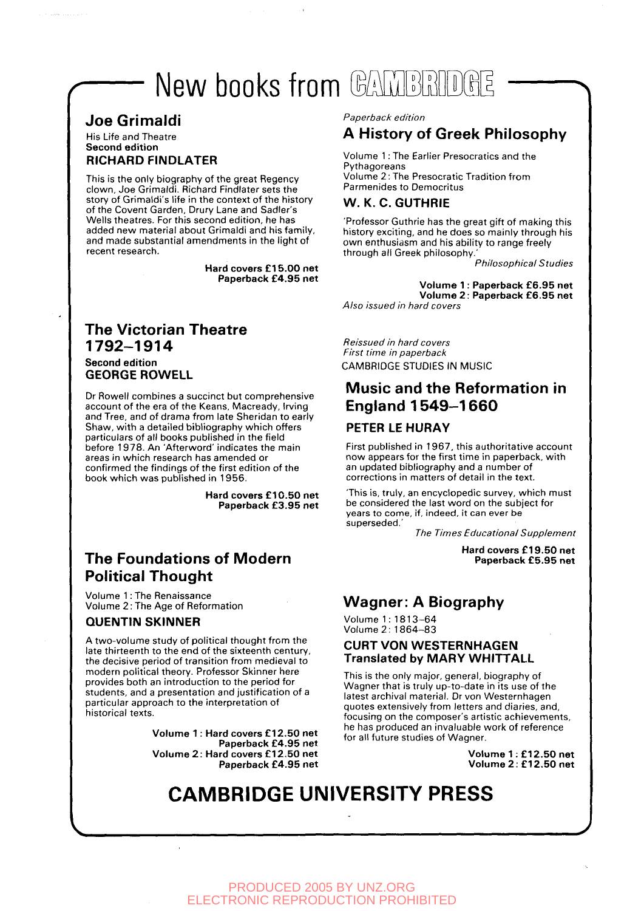# New books from CAMBRIDGE

## Joe Grimaldi

His Life and Theatre
**Second edition**
**RICHARD FINDLATER**

This is the only biography of the great Regency clown, Joe Grimaldi. Richard Findlater sets the story of Grimaldi's life in the context of the history of the Covent Garden, Drury Lane and Sadler's Wells theatres. For this second edition, he has added new material about Grimaldi and his family, and made substantial amendments in the light of recent research.

**Hard covers £15.00 net**
**Paperback £4.95 net**

## The Victorian Theatre 1792–1914

**Second edition**
**GEORGE ROWELL**

Dr Rowell combines a succinct but comprehensive account of the era of the Keans, Macready, Irving and Tree, and of drama from late Sheridan to early Shaw, with a detailed bibliography which offers particulars of all books published in the field before 1978. An 'Afterword' indicates the main areas in which research has amended or confirmed the findings of the first edition of the book which was published in 1956.

**Hard covers £10.50 net**
**Paperback £3.95 net**

## The Foundations of Modern Political Thought

Volume 1: The Renaissance
Volume 2: The Age of Reformation

**QUENTIN SKINNER**

A two-volume study of political thought from the late thirteenth to the end of the sixteenth century, the decisive period of transition from medieval to modern political theory. Professor Skinner here provides both an introduction to the period for students, and a presentation and justification of a particular approach to the interpretation of historical texts.

**Volume 1: Hard covers £12.50 net**
**Paperback £4.95 net**
**Volume 2: Hard covers £12.50 net**
**Paperback £4.95 net**

*Paperback edition*

## A History of Greek Philosophy

Volume 1: The Earlier Presocratics and the Pythagoreans
Volume 2: The Presocratic Tradition from Parmenides to Democritus

**W. K. C. GUTHRIE**

'Professor Guthrie has the great gift of making this history exciting, and he does so mainly through his own enthusiasm and his ability to range freely through all Greek philosophy.'
*Philosophical Studies*

**Volume 1: Paperback £6.95 net**
**Volume 2: Paperback £6.95 net**
*Also issued in hard covers*

*Reissued in hard covers*
*First time in paperback*
CAMBRIDGE STUDIES IN MUSIC

## Music and the Reformation in England 1549–1660

**PETER LE HURAY**

First published in 1967, this authoritative account now appears for the first time in paperback, with an updated bibliography and a number of corrections in matters of detail in the text.

'This is, truly, an encyclopedic survey, which must be considered the last word on the subject for years to come, if, indeed, it can ever be superseded.'
*The Times Educational Supplement*

**Hard covers £19.50 net**
**Paperback £5.95 net**

## Wagner: A Biography

Volume 1: 1813–64
Volume 2: 1864–83

**CURT VON WESTERNHAGEN**
**Translated by MARY WHITTALL**

This is the only major, general, biography of Wagner that is truly up-to-date in its use of the latest archival material. Dr von Westernhagen quotes extensively from letters and diaries, and, focusing on the composer's artistic achievements, he has produced an invaluable work of reference for all future studies of Wagner.

**Volume 1: £12.50 net**
**Volume 2: £12.50 net**

# CAMBRIDGE UNIVERSITY PRESS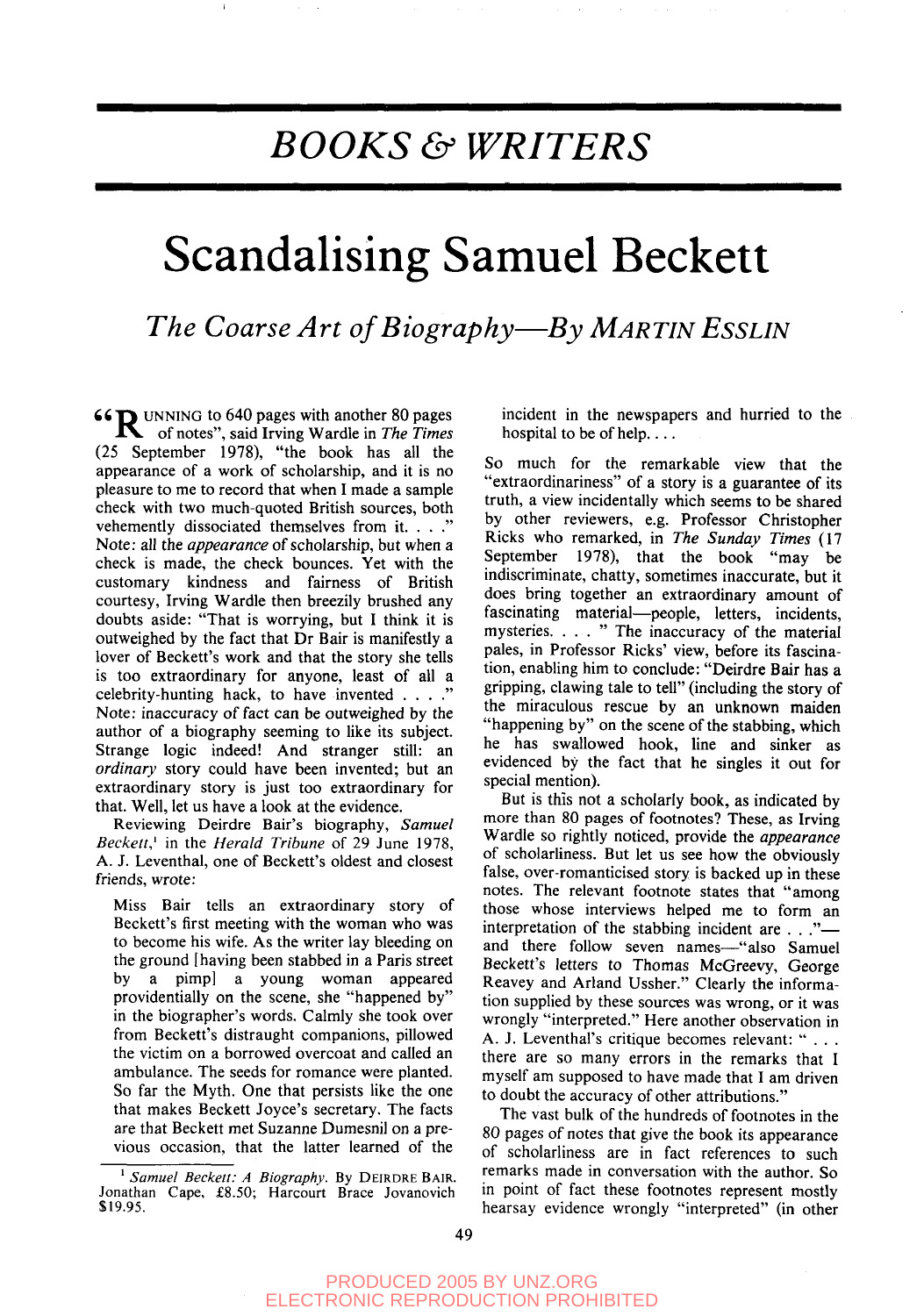# BOOKS & WRITERS

# Scandalising Samuel Beckett

## *The Coarse Art of Biography*—By MARTIN ESSLIN

"RUNNING to 640 pages with another 80 pages of notes", said Irving Wardle in *The Times* (25 September 1978), "the book has all the appearance of a work of scholarship, and it is no pleasure to me to record that when I made a sample check with two much-quoted British sources, both vehemently dissociated themselves from it. . . ." Note: all the *appearance* of scholarship, but when a check is made, the check bounces. Yet with the customary kindness and fairness of British courtesy, Irving Wardle then breezily brushed any doubts aside: "That is worrying, but I think it is outweighed by the fact that Dr Bair is manifestly a lover of Beckett's work and that the story she tells is too extraordinary for anyone, least of all a celebrity-hunting hack, to have invented . . . ." Note: inaccuracy of fact can be outweighed by the author of a biography seeming to like its subject. Strange logic indeed! And stranger still: an *ordinary* story could have been invented; but an extraordinary story is just too extraordinary for that. Well, let us have a look at the evidence.

Reviewing Deirdre Bair's biography, *Samuel Beckett*,[1] in the *Herald Tribune* of 29 June 1978, A. J. Leventhal, one of Beckett's oldest and closest friends, wrote:

> Miss Bair tells an extraordinary story of Beckett's first meeting with the woman who was to become his wife. As the writer lay bleeding on the ground [having been stabbed in a Paris street by a pimp] a young woman appeared providentially on the scene, she "happened by" in the biographer's words. Calmly she took over from Beckett's distraught companions, pillowed the victim on a borrowed overcoat and called an ambulance. The seeds for romance were planted. So far the Myth. One that persists like the one that makes Beckett Joyce's secretary. The facts are that Beckett met Suzanne Dumesnil on a previous occasion, that the latter learned of the incident in the newspapers and hurried to the hospital to be of help. . . .

So much for the remarkable view that the "extraordinariness" of a story is a guarantee of its truth, a view incidentally which seems to be shared by other reviewers, e.g. Professor Christopher Ricks who remarked, in *The Sunday Times* (17 September 1978), that the book "may be indiscriminate, chatty, sometimes inaccurate, but it does bring together an extraordinary amount of fascinating material—people, letters, incidents, mysteries. . . . " The inaccuracy of the material pales, in Professor Ricks' view, before its fascination, enabling him to conclude: "Deirdre Bair has a gripping, clawing tale to tell" (including the story of the miraculous rescue by an unknown maiden "happening by" on the scene of the stabbing, which he has swallowed hook, line and sinker as evidenced by the fact that he singles it out for special mention).

But is this not a scholarly book, as indicated by more than 80 pages of footnotes? These, as Irving Wardle so rightly noticed, provide the *appearance* of scholarliness. But let us see how the obviously false, over-romanticised story is backed up in these notes. The relevant footnote states that "among those whose interviews helped me to form an interpretation of the stabbing incident are . . ."—and there follow seven names—"also Samuel Beckett's letters to Thomas McGreevy, George Reavey and Arland Ussher." Clearly the information supplied by these sources was wrong, or it was wrongly "interpreted." Here another observation in A. J. Leventhal's critique becomes relevant: " . . . there are so many errors in the remarks that I myself am supposed to have made that I am driven to doubt the accuracy of other attributions."

The vast bulk of the hundreds of footnotes in the 80 pages of notes that give the book its appearance of scholarliness are in fact references to such remarks made in conversation with the author. So in point of fact these footnotes represent mostly hearsay evidence wrongly "interpreted" (in other

[1] *Samuel Beckett: A Biography*. By DEIRDRE BAIR. Jonathan Cape, £8.50; Harcourt Brace Jovanovich $19.95.